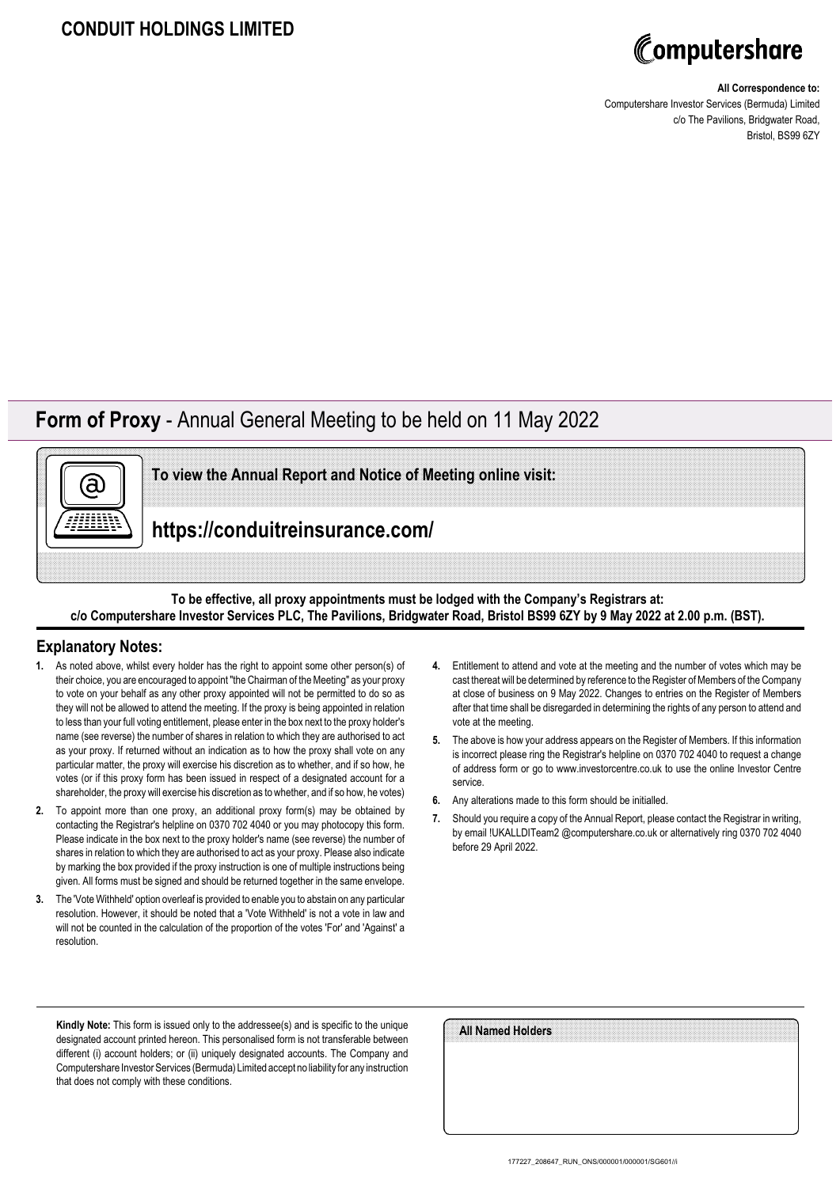# CONDUIT HOLDINGS LIMITED

Computershare

**All Correspondence to:**
Computershare Investor Services (Bermuda) Limited
c/o The Pavilions, Bridgwater Road,
Bristol, BS99 6ZY

## **Form of Proxy** - Annual General Meeting to be held on 11 May 2022

**To view the Annual Report and Notice of Meeting online visit:**

**https://conduitreinsurance.com/**

**To be effective, all proxy appointments must be lodged with the Company's Registrars at:
c/o Computershare Investor Services PLC, The Pavilions, Bridgwater Road, Bristol BS99 6ZY by 9 May 2022 at 2.00 p.m. (BST).**

## Explanatory Notes:

1. As noted above, whilst every holder has the right to appoint some other person(s) of their choice, you are encouraged to appoint "the Chairman of the Meeting" as your proxy to vote on your behalf as any other proxy appointed will not be permitted to do so as they will not be allowed to attend the meeting. If the proxy is being appointed in relation to less than your full voting entitlement, please enter in the box next to the proxy holder's name (see reverse) the number of shares in relation to which they are authorised to act as your proxy. If returned without an indication as to how the proxy shall vote on any particular matter, the proxy will exercise his discretion as to whether, and if so how, he votes (or if this proxy form has been issued in respect of a designated account for a shareholder, the proxy will exercise his discretion as to whether, and if so how, he votes)
2. To appoint more than one proxy, an additional proxy form(s) may be obtained by contacting the Registrar's helpline on 0370 702 4040 or you may photocopy this form. Please indicate in the box next to the proxy holder's name (see reverse) the number of shares in relation to which they are authorised to act as your proxy. Please also indicate by marking the box provided if the proxy instruction is one of multiple instructions being given. All forms must be signed and should be returned together in the same envelope.
3. The 'Vote Withheld' option overleaf is provided to enable you to abstain on any particular resolution. However, it should be noted that a 'Vote Withheld' is not a vote in law and will not be counted in the calculation of the proportion of the votes 'For' and 'Against' a resolution.
4. Entitlement to attend and vote at the meeting and the number of votes which may be cast thereat will be determined by reference to the Register of Members of the Company at close of business on 9 May 2022. Changes to entries on the Register of Members after that time shall be disregarded in determining the rights of any person to attend and vote at the meeting.
5. The above is how your address appears on the Register of Members. If this information is incorrect please ring the Registrar's helpline on 0370 702 4040 to request a change of address form or go to www.investorcentre.co.uk to use the online Investor Centre service.
6. Any alterations made to this form should be initialled.
7. Should you require a copy of the Annual Report, please contact the Registrar in writing, by email !UKALLDITeam2 @computershare.co.uk or alternatively ring 0370 702 4040 before 29 April 2022.

**Kindly Note:** This form is issued only to the addressee(s) and is specific to the unique designated account printed hereon. This personalised form is not transferable between different (i) account holders; or (ii) uniquely designated accounts. The Company and Computershare Investor Services (Bermuda) Limited accept no liability for any instruction that does not comply with these conditions.

**All Named Holders**

177227_208647_RUN_ONS/000001/000001/SG601//i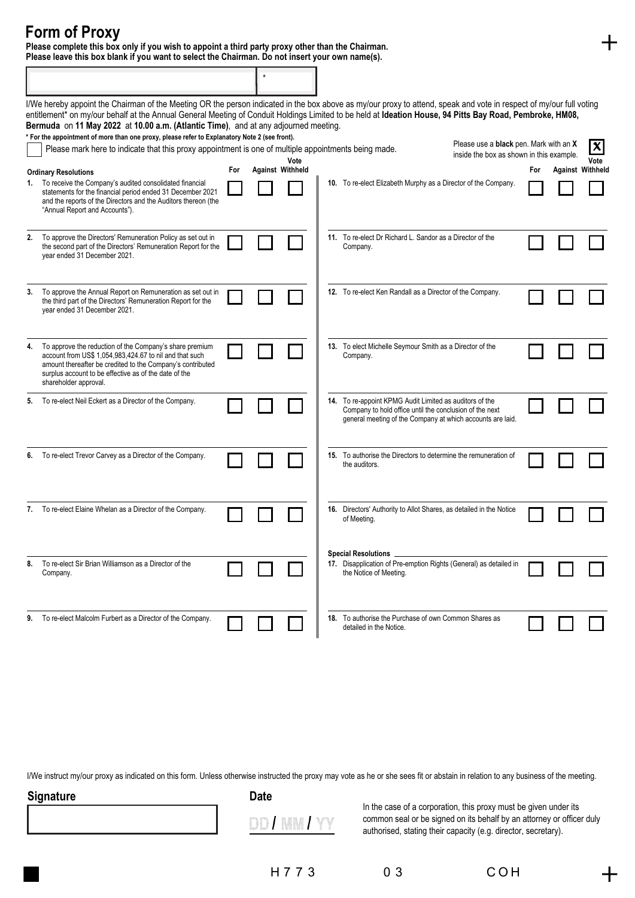# Form of Proxy

**Please complete this box only if you wish to appoint a third party proxy other than the Chairman.**
**Please leave this box blank if you want to select the Chairman. Do not insert your own name(s).**

| | * |
|---|---|
| | |

I/We hereby appoint the Chairman of the Meeting OR the person indicated in the box above as my/our proxy to attend, speak and vote in respect of my/our full voting entitlement* on my/our behalf at the Annual General Meeting of Conduit Holdings Limited to be held at **Ideation House, 94 Pitts Bay Road, Pembroke, HM08, Bermuda** on **11 May 2022** at **10.00 a.m. (Atlantic Time)**, and at any adjourned meeting.

**\* For the appointment of more than one proxy, please refer to Explanatory Note 2 (see front).**

☐ Please mark here to indicate that this proxy appointment is one of multiple appointments being made.

Please use a **black** pen. Mark with an **X** inside the box as shown in this example. ☒

| **Ordinary Resolutions** | For | Against | Vote Withheld |
|---|---|---|---|
| 1. To receive the Company's audited consolidated financial statements for the financial period ended 31 December 2021 and the reports of the Directors and the Auditors thereon (the "Annual Report and Accounts"). | ☐ | ☐ | ☐ |
| 2. To approve the Directors' Remuneration Policy as set out in the second part of the Directors' Remuneration Report for the year ended 31 December 2021. | ☐ | ☐ | ☐ |
| 3. To approve the Annual Report on Remuneration as set out in the third part of the Directors' Remuneration Report for the year ended 31 December 2021. | ☐ | ☐ | ☐ |
| 4. To approve the reduction of the Company's share premium account from US$ 1,054,983,424.67 to nil and that such amount thereafter be credited to the Company's contributed surplus account to be effective as of the date of the shareholder approval. | ☐ | ☐ | ☐ |
| 5. To re-elect Neil Eckert as a Director of the Company. | ☐ | ☐ | ☐ |
| 6. To re-elect Trevor Carvey as a Director of the Company. | ☐ | ☐ | ☐ |
| 7. To re-elect Elaine Whelan as a Director of the Company. | ☐ | ☐ | ☐ |
| 8. To re-elect Sir Brian Williamson as a Director of the Company. | ☐ | ☐ | ☐ |
| 9. To re-elect Malcolm Furbert as a Director of the Company. | ☐ | ☐ | ☐ |
| 10. To re-elect Elizabeth Murphy as a Director of the Company. | ☐ | ☐ | ☐ |
| 11. To re-elect Dr Richard L. Sandor as a Director of the Company. | ☐ | ☐ | ☐ |
| 12. To re-elect Ken Randall as a Director of the Company. | ☐ | ☐ | ☐ |
| 13. To elect Michelle Seymour Smith as a Director of the Company. | ☐ | ☐ | ☐ |
| 14. To re-appoint KPMG Audit Limited as auditors of the Company to hold office until the conclusion of the next general meeting of the Company at which accounts are laid. | ☐ | ☐ | ☐ |
| 15. To authorise the Directors to determine the remuneration of the auditors. | ☐ | ☐ | ☐ |
| 16. Directors' Authority to Allot Shares, as detailed in the Notice of Meeting. | ☐ | ☐ | ☐ |
| **Special Resolutions** | | | |
| 17. Disapplication of Pre-emption Rights (General) as detailed in the Notice of Meeting. | ☐ | ☐ | ☐ |
| 18. To authorise the Purchase of own Common Shares as detailed in the Notice. | ☐ | ☐ | ☐ |

I/We instruct my/our proxy as indicated on this form. Unless otherwise instructed the proxy may vote as he or she sees fit or abstain in relation to any business of the meeting.

**Signature**

**Date**

DD / MM / YY

In the case of a corporation, this proxy must be given under its common seal or be signed on its behalf by an attorney or officer duly authorised, stating their capacity (e.g. director, secretary).

H773 03 COH